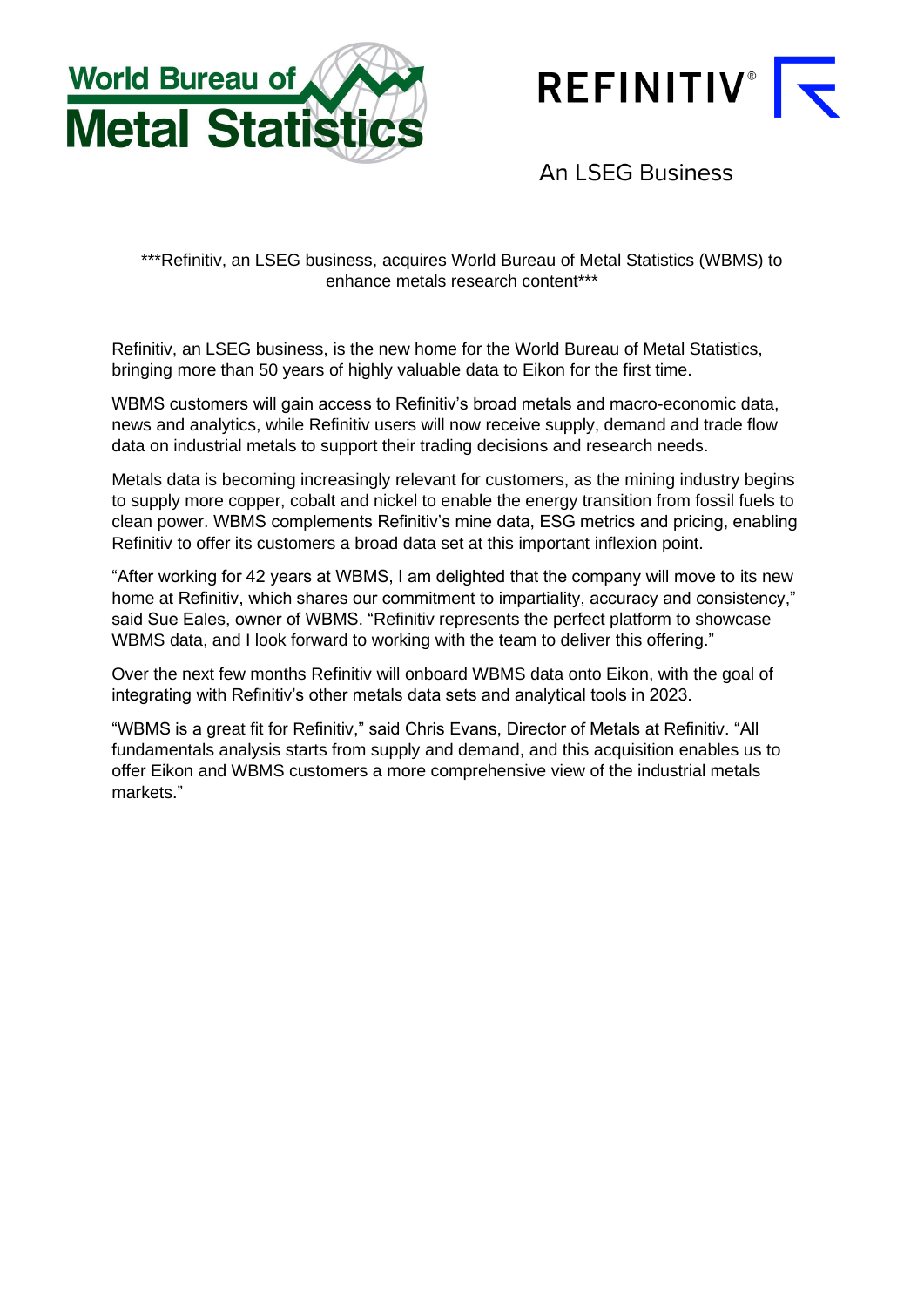World Bureau of Metal Statistics

REFINITIV®

An LSEG Business

***Refinitiv, an LSEG business, acquires World Bureau of Metal Statistics (WBMS) to enhance metals research content***

Refinitiv, an LSEG business, is the new home for the World Bureau of Metal Statistics, bringing more than 50 years of highly valuable data to Eikon for the first time.

WBMS customers will gain access to Refinitiv's broad metals and macro-economic data, news and analytics, while Refinitiv users will now receive supply, demand and trade flow data on industrial metals to support their trading decisions and research needs.

Metals data is becoming increasingly relevant for customers, as the mining industry begins to supply more copper, cobalt and nickel to enable the energy transition from fossil fuels to clean power. WBMS complements Refinitiv's mine data, ESG metrics and pricing, enabling Refinitiv to offer its customers a broad data set at this important inflexion point.

"After working for 42 years at WBMS, I am delighted that the company will move to its new home at Refinitiv, which shares our commitment to impartiality, accuracy and consistency," said Sue Eales, owner of WBMS. "Refinitiv represents the perfect platform to showcase WBMS data, and I look forward to working with the team to deliver this offering."

Over the next few months Refinitiv will onboard WBMS data onto Eikon, with the goal of integrating with Refinitiv's other metals data sets and analytical tools in 2023.

"WBMS is a great fit for Refinitiv," said Chris Evans, Director of Metals at Refinitiv. "All fundamentals analysis starts from supply and demand, and this acquisition enables us to offer Eikon and WBMS customers a more comprehensive view of the industrial metals markets."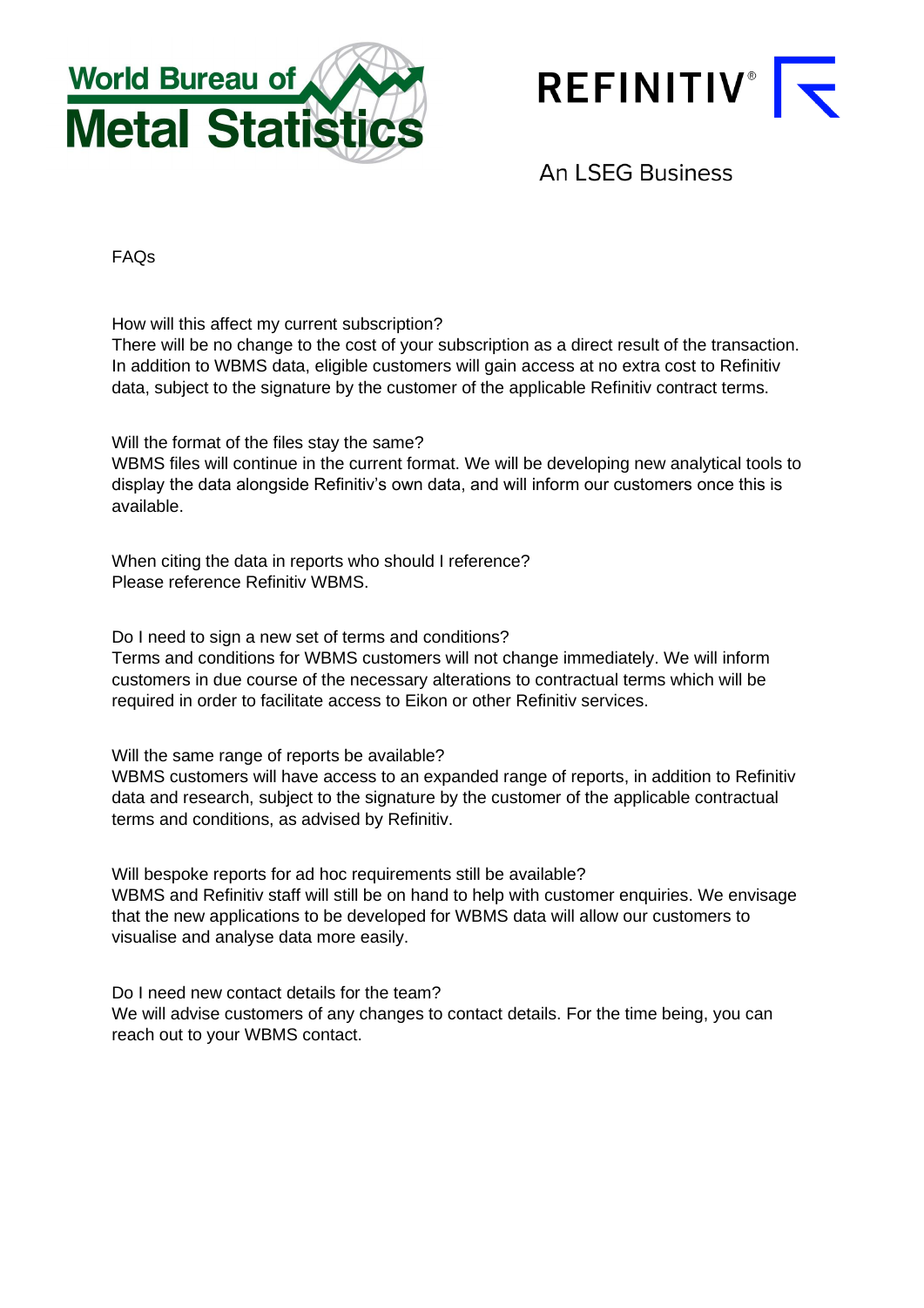World Bureau of Metal Statistics

REFINITIV

An LSEG Business

# FAQs

**How will this affect my current subscription?**
There will be no change to the cost of your subscription as a direct result of the transaction. In addition to WBMS data, eligible customers will gain access at no extra cost to Refinitiv data, subject to the signature by the customer of the applicable Refinitiv contract terms.

**Will the format of the files stay the same?**
WBMS files will continue in the current format. We will be developing new analytical tools to display the data alongside Refinitiv's own data, and will inform our customers once this is available.

**When citing the data in reports who should I reference?**
Please reference Refinitiv WBMS.

**Do I need to sign a new set of terms and conditions?**
Terms and conditions for WBMS customers will not change immediately. We will inform customers in due course of the necessary alterations to contractual terms which will be required in order to facilitate access to Eikon or other Refinitiv services.

**Will the same range of reports be available?**
WBMS customers will have access to an expanded range of reports, in addition to Refinitiv data and research, subject to the signature by the customer of the applicable contractual terms and conditions, as advised by Refinitiv.

**Will bespoke reports for ad hoc requirements still be available?**
WBMS and Refinitiv staff will still be on hand to help with customer enquiries. We envisage that the new applications to be developed for WBMS data will allow our customers to visualise and analyse data more easily.

**Do I need new contact details for the team?**
We will advise customers of any changes to contact details. For the time being, you can reach out to your WBMS contact.